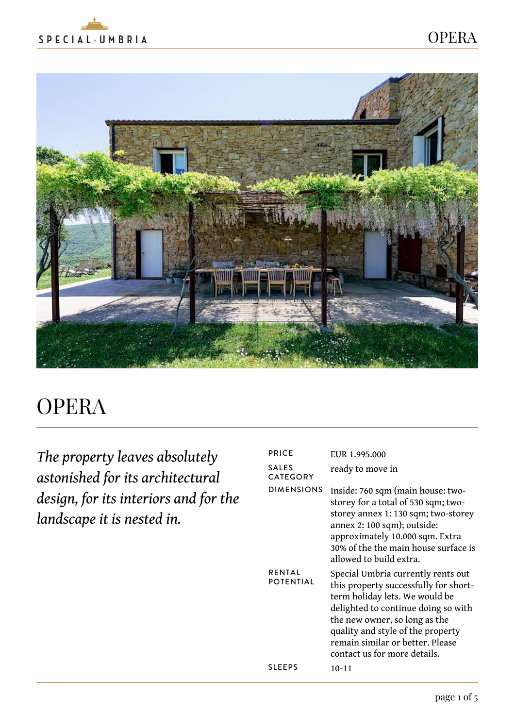# OPERA

*The property leaves absolutely astonished for its architectural design, for its interiors and for the landscape it is nested in.*

| | |
|---|---|
| PRICE | EUR 1.995.000 |
| SALES CATEGORY | ready to move in |
| DIMENSIONS | Inside: 760 sqm (main house: two-storey for a total of 530 sqm; two-storey annex 1: 130 sqm; two-storey annex 2: 100 sqm); outside: approximately 10.000 sqm. Extra 30% of the the main house surface is allowed to build extra. |
| RENTAL POTENTIAL | Special Umbria currently rents out this property successfully for short-term holiday lets. We would be delighted to continue doing so with the new owner, so long as the quality and style of the property remain similar or better. Please contact us for more details. |
| SLEEPS | 10-11 |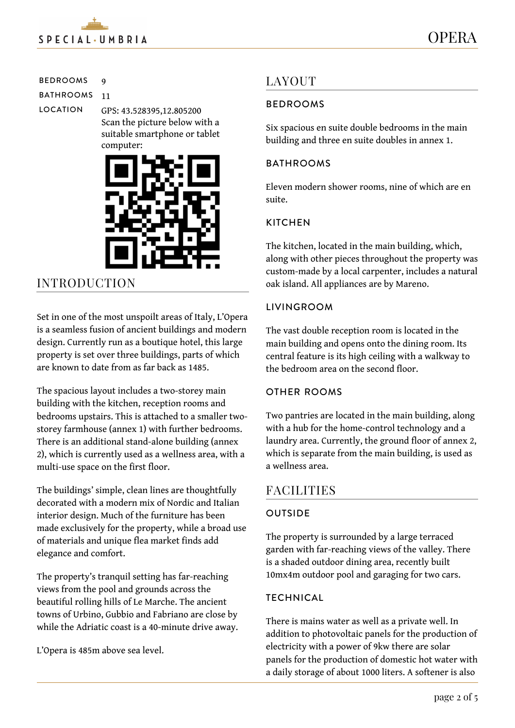| BEDROOMS | 9 |
| --- | --- |
| BATHROOMS | 11 |
| LOCATION | GPS: 43.528395,12.805200 Scan the picture below with a suitable smartphone or tablet computer: |

## INTRODUCTION

Set in one of the most unspoilt areas of Italy, L'Opera is a seamless fusion of ancient buildings and modern design. Currently run as a boutique hotel, this large property is set over three buildings, parts of which are known to date from as far back as 1485.

The spacious layout includes a two-storey main building with the kitchen, reception rooms and bedrooms upstairs. This is attached to a smaller two-storey farmhouse (annex 1) with further bedrooms. There is an additional stand-alone building (annex 2), which is currently used as a wellness area, with a multi-use space on the first floor.

The buildings' simple, clean lines are thoughtfully decorated with a modern mix of Nordic and Italian interior design. Much of the furniture has been made exclusively for the property, while a broad use of materials and unique flea market finds add elegance and comfort.

The property's tranquil setting has far-reaching views from the pool and grounds across the beautiful rolling hills of Le Marche. The ancient towns of Urbino, Gubbio and Fabriano are close by while the Adriatic coast is a 40-minute drive away.

L'Opera is 485m above sea level.

## LAYOUT

### BEDROOMS

Six spacious en suite double bedrooms in the main building and three en suite doubles in annex 1.

### BATHROOMS

Eleven modern shower rooms, nine of which are en suite.

### KITCHEN

The kitchen, located in the main building, which, along with other pieces throughout the property was custom-made by a local carpenter, includes a natural oak island. All appliances are by Mareno.

### LIVINGROOM

The vast double reception room is located in the main building and opens onto the dining room. Its central feature is its high ceiling with a walkway to the bedroom area on the second floor.

### OTHER ROOMS

Two pantries are located in the main building, along with a hub for the home-control technology and a laundry area. Currently, the ground floor of annex 2, which is separate from the main building, is used as a wellness area.

## FACILITIES

### OUTSIDE

The property is surrounded by a large terraced garden with far-reaching views of the valley. There is a shaded outdoor dining area, recently built 10mx4m outdoor pool and garaging for two cars.

### TECHNICAL

There is mains water as well as a private well. In addition to photovoltaic panels for the production of electricity with a power of 9kw there are solar panels for the production of domestic hot water with a daily storage of about 1000 liters. A softener is also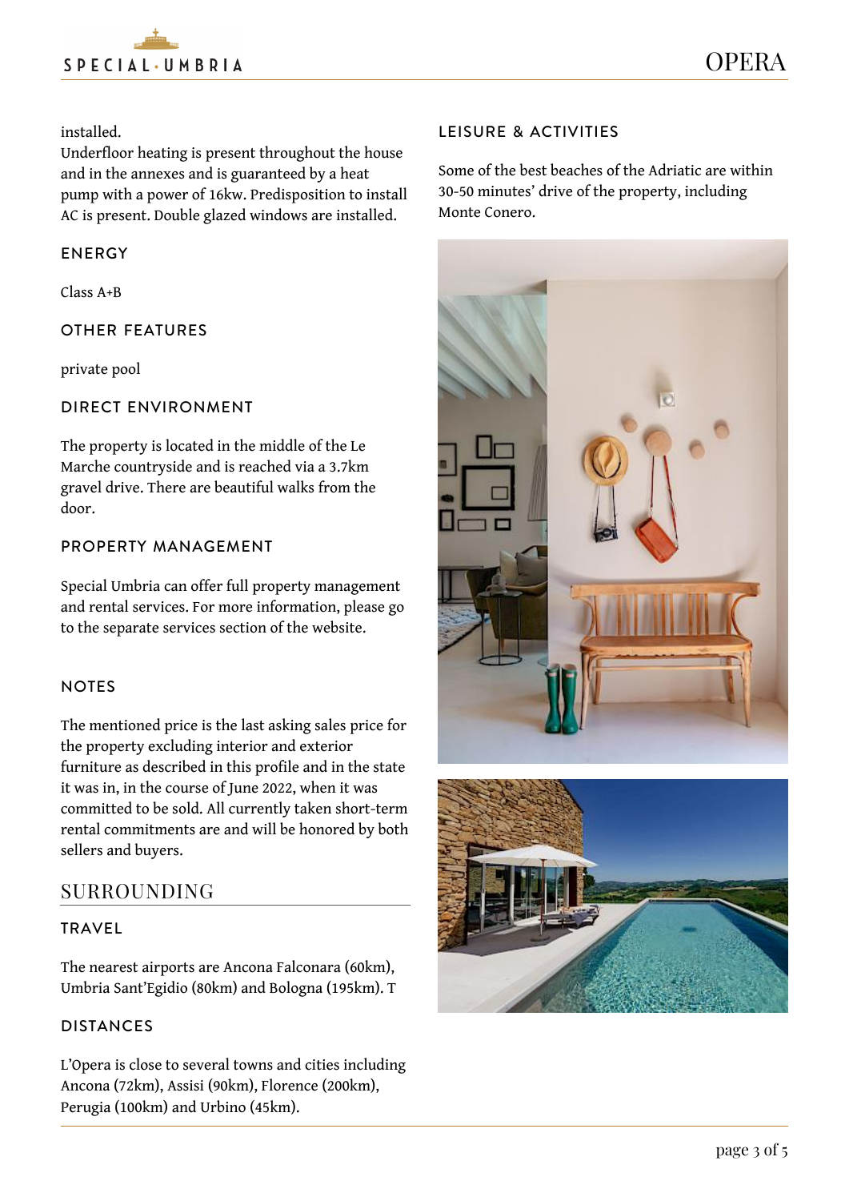installed.
Underfloor heating is present throughout the house and in the annexes and is guaranteed by a heat pump with a power of 16kw. Predisposition to install AC is present. Double glazed windows are installed.

### ENERGY

Class A+B

### OTHER FEATURES

private pool

### DIRECT ENVIRONMENT

The property is located in the middle of the Le Marche countryside and is reached via a 3.7km gravel drive. There are beautiful walks from the door.

### PROPERTY MANAGEMENT

Special Umbria can offer full property management and rental services. For more information, please go to the separate services section of the website.

### NOTES

The mentioned price is the last asking sales price for the property excluding interior and exterior furniture as described in this profile and in the state it was in, in the course of June 2022, when it was committed to be sold. All currently taken short-term rental commitments are and will be honored by both sellers and buyers.

## SURROUNDING

### TRAVEL

The nearest airports are Ancona Falconara (60km), Umbria Sant'Egidio (80km) and Bologna (195km). T

### DISTANCES

L'Opera is close to several towns and cities including Ancona (72km), Assisi (90km), Florence (200km), Perugia (100km) and Urbino (45km).

### LEISURE & ACTIVITIES

Some of the best beaches of the Adriatic are within 30-50 minutes' drive of the property, including Monte Conero.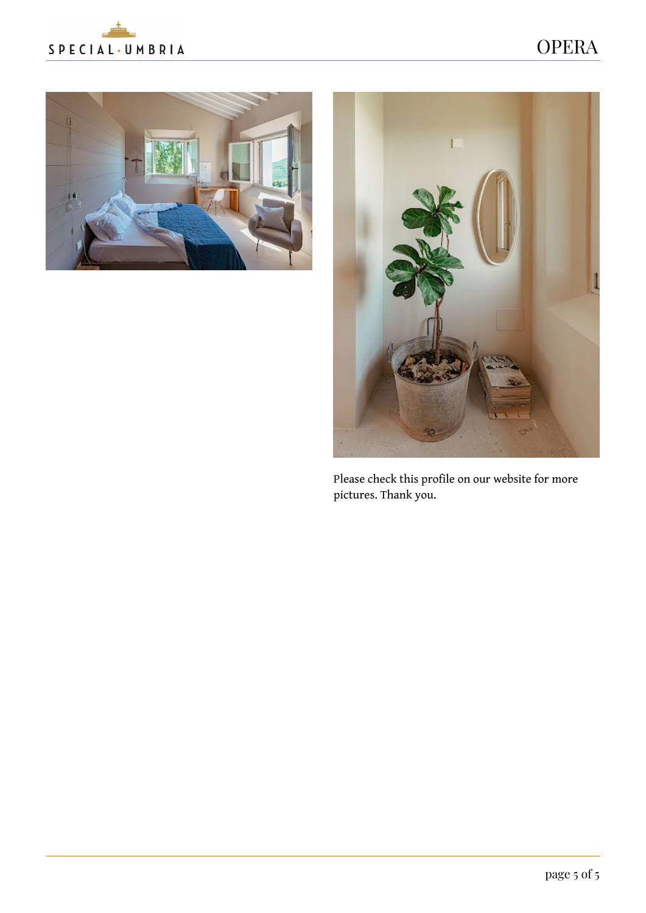Please check this profile on our website for more pictures. Thank you.